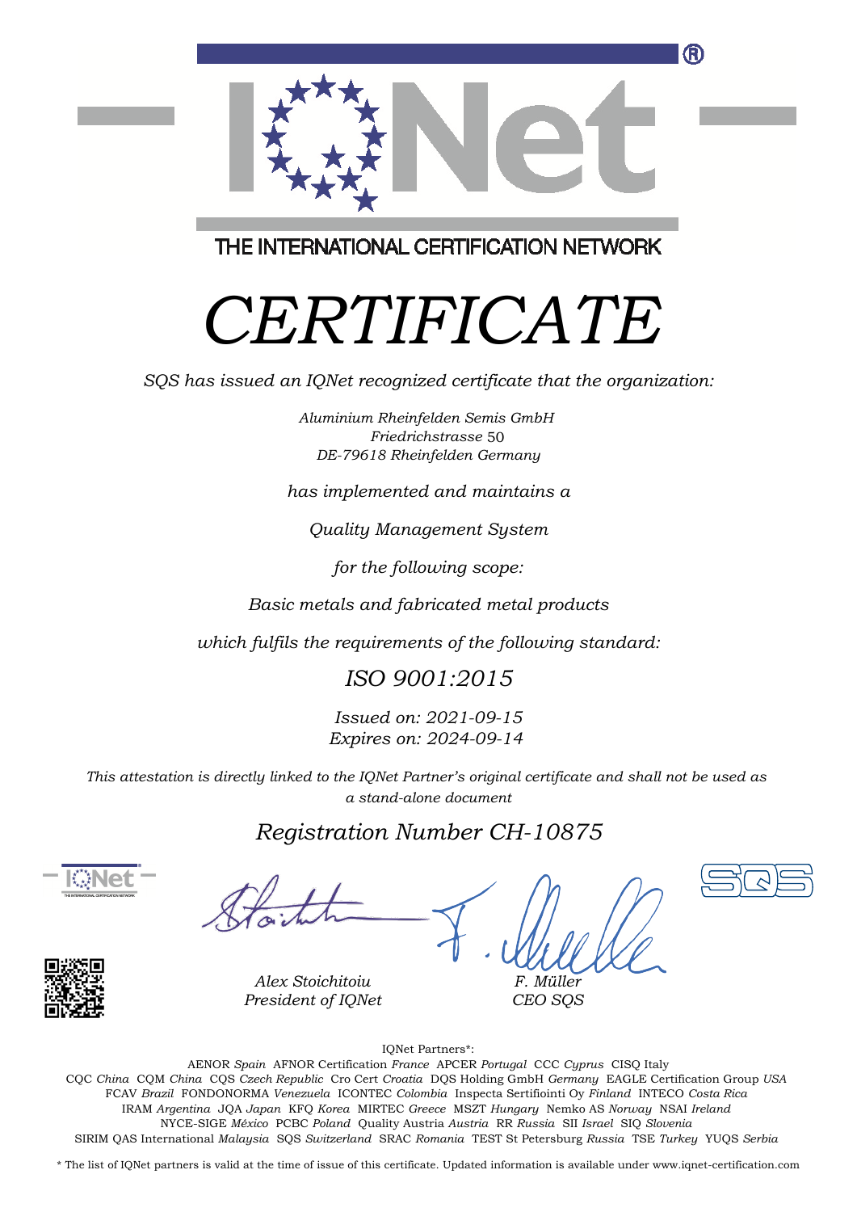THE INTERNATIONAL CERTIFICATION NETWORK

# *CERTIFICATE*

*SQS has issued an IQNet recognized certificate that the organization:*

*Aluminium Rheinfelden Semis GmbH*
*Friedrichstrasse 50*
*DE-79618 Rheinfelden Germany*

*has implemented and maintains a*

*Quality Management System*

*for the following scope:*

*Basic metals and fabricated metal products*

*which fulfils the requirements of the following standard:*

## *ISO 9001:2015*

*Issued on: 2021-09-15*
*Expires on: 2024-09-14*

*This attestation is directly linked to the IQNet Partner's original certificate and shall not be used as a stand-alone document*

## *Registration Number CH-10875*

*Alex Stoichitoiu*
*President of IQNet*

*F. Müller*
*CEO SQS*

IQNet Partners*:

AENOR *Spain* AFNOR Certification *France* APCER *Portugal* CCC *Cyprus* CISQ Italy
CQC *China* CQM *China* CQS *Czech Republic* Cro Cert *Croatia* DQS Holding GmbH *Germany* EAGLE Certification Group *USA*
FCAV *Brazil* FONDONORMA *Venezuela* ICONTEC *Colombia* Inspecta Sertifiointi Oy *Finland* INTECO *Costa Rica*
IRAM *Argentina* JQA *Japan* KFQ *Korea* MIRTEC *Greece* MSZT *Hungary* Nemko AS *Norway* NSAI *Ireland*
NYCE-SIGE *México* PCBC *Poland* Quality Austria *Austria* RR *Russia* SII *Israel* SIQ *Slovenia*
SIRIM QAS International *Malaysia* SQS *Switzerland* SRAC *Romania* TEST St Petersburg *Russia* TSE *Turkey* YUQS *Serbia*

* The list of IQNet partners is valid at the time of issue of this certificate. Updated information is available under www.iqnet-certification.com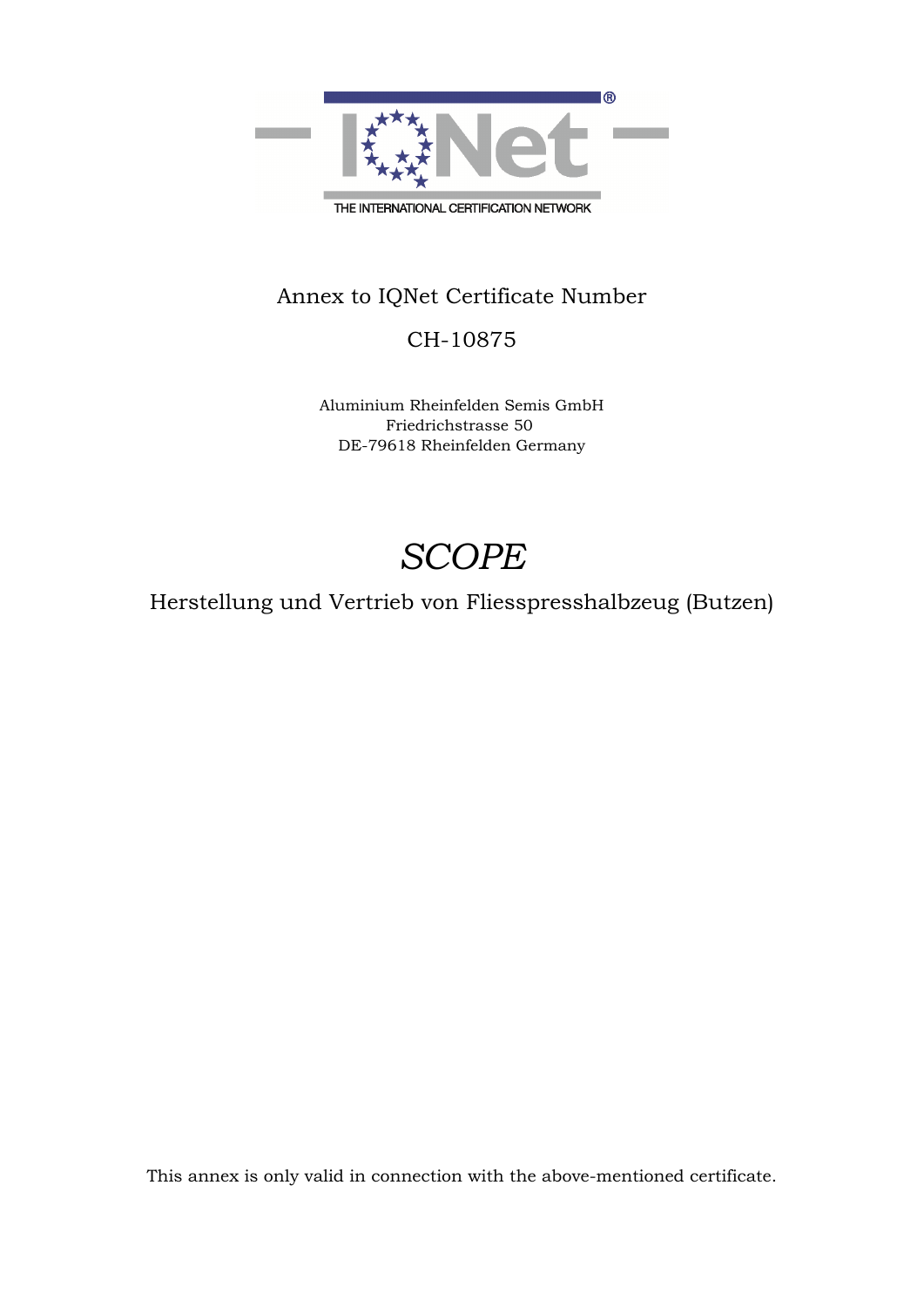IQNet

THE INTERNATIONAL CERTIFICATION NETWORK

Annex to IQNet Certificate Number

CH-10875

Aluminium Rheinfelden Semis GmbH
Friedrichstrasse 50
DE-79618 Rheinfelden Germany

# *SCOPE*

Herstellung und Vertrieb von Fliesspresshalbzeug (Butzen)

This annex is only valid in connection with the above-mentioned certificate.